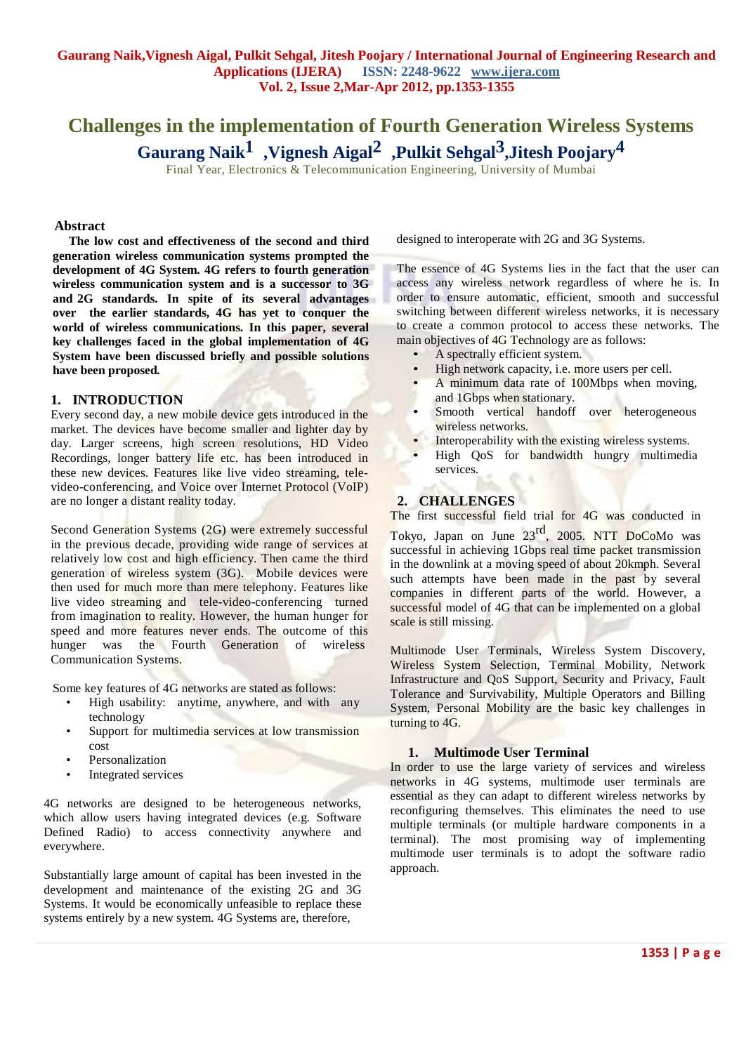# Challenges in the implementation of Fourth Generation Wireless Systems

**Gaurang Naik[1] ,Vignesh Aigal[2] ,Pulkit Sehgal[3],Jitesh Poojary[4]**

Final Year, Electronics & Telecommunication Engineering, University of Mumbai

## Abstract

**The low cost and effectiveness of the second and third generation wireless communication systems prompted the development of 4G System. 4G refers to fourth generation wireless communication system and is a successor to 3G and 2G standards. In spite of its several advantages over the earlier standards, 4G has yet to conquer the world of wireless communications. In this paper, several key challenges faced in the global implementation of 4G System have been discussed briefly and possible solutions have been proposed.**

## 1. INTRODUCTION

Every second day, a new mobile device gets introduced in the market. The devices have become smaller and lighter day by day. Larger screens, high screen resolutions, HD Video Recordings, longer battery life etc. has been introduced in these new devices. Features like live video streaming, tele-video-conferencing, and Voice over Internet Protocol (VoIP) are no longer a distant reality today.

Second Generation Systems (2G) were extremely successful in the previous decade, providing wide range of services at relatively low cost and high efficiency. Then came the third generation of wireless system (3G). Mobile devices were then used for much more than mere telephony. Features like live video streaming and tele-video-conferencing turned from imagination to reality. However, the human hunger for speed and more features never ends. The outcome of this hunger was the Fourth Generation of wireless Communication Systems.

Some key features of 4G networks are stated as follows:

- High usability: anytime, anywhere, and with any technology
- Support for multimedia services at low transmission cost
- Personalization
- Integrated services

4G networks are designed to be heterogeneous networks, which allow users having integrated devices (e.g. Software Defined Radio) to access connectivity anywhere and everywhere.

Substantially large amount of capital has been invested in the development and maintenance of the existing 2G and 3G Systems. It would be economically unfeasible to replace these systems entirely by a new system. 4G Systems are, therefore, designed to interoperate with 2G and 3G Systems.

The essence of 4G Systems lies in the fact that the user can access any wireless network regardless of where he is. In order to ensure automatic, efficient, smooth and successful switching between different wireless networks, it is necessary to create a common protocol to access these networks. The main objectives of 4G Technology are as follows:

- A spectrally efficient system.
- High network capacity, i.e. more users per cell.
- A minimum data rate of 100Mbps when moving, and 1Gbps when stationary.
- Smooth vertical handoff over heterogeneous wireless networks.
- Interoperability with the existing wireless systems.
- High QoS for bandwidth hungry multimedia services.

## 2. CHALLENGES

The first successful field trial for 4G was conducted in Tokyo, Japan on June 23rd, 2005. NTT DoCoMo was successful in achieving 1Gbps real time packet transmission in the downlink at a moving speed of about 20kmph. Several such attempts have been made in the past by several companies in different parts of the world. However, a successful model of 4G that can be implemented on a global scale is still missing.

Multimode User Terminals, Wireless System Discovery, Wireless System Selection, Terminal Mobility, Network Infrastructure and QoS Support, Security and Privacy, Fault Tolerance and Survivability, Multiple Operators and Billing System, Personal Mobility are the basic key challenges in turning to 4G.

### 1. Multimode User Terminal

In order to use the large variety of services and wireless networks in 4G systems, multimode user terminals are essential as they can adapt to different wireless networks by reconfiguring themselves. This eliminates the need to use multiple terminals (or multiple hardware components in a terminal). The most promising way of implementing multimode user terminals is to adopt the software radio approach.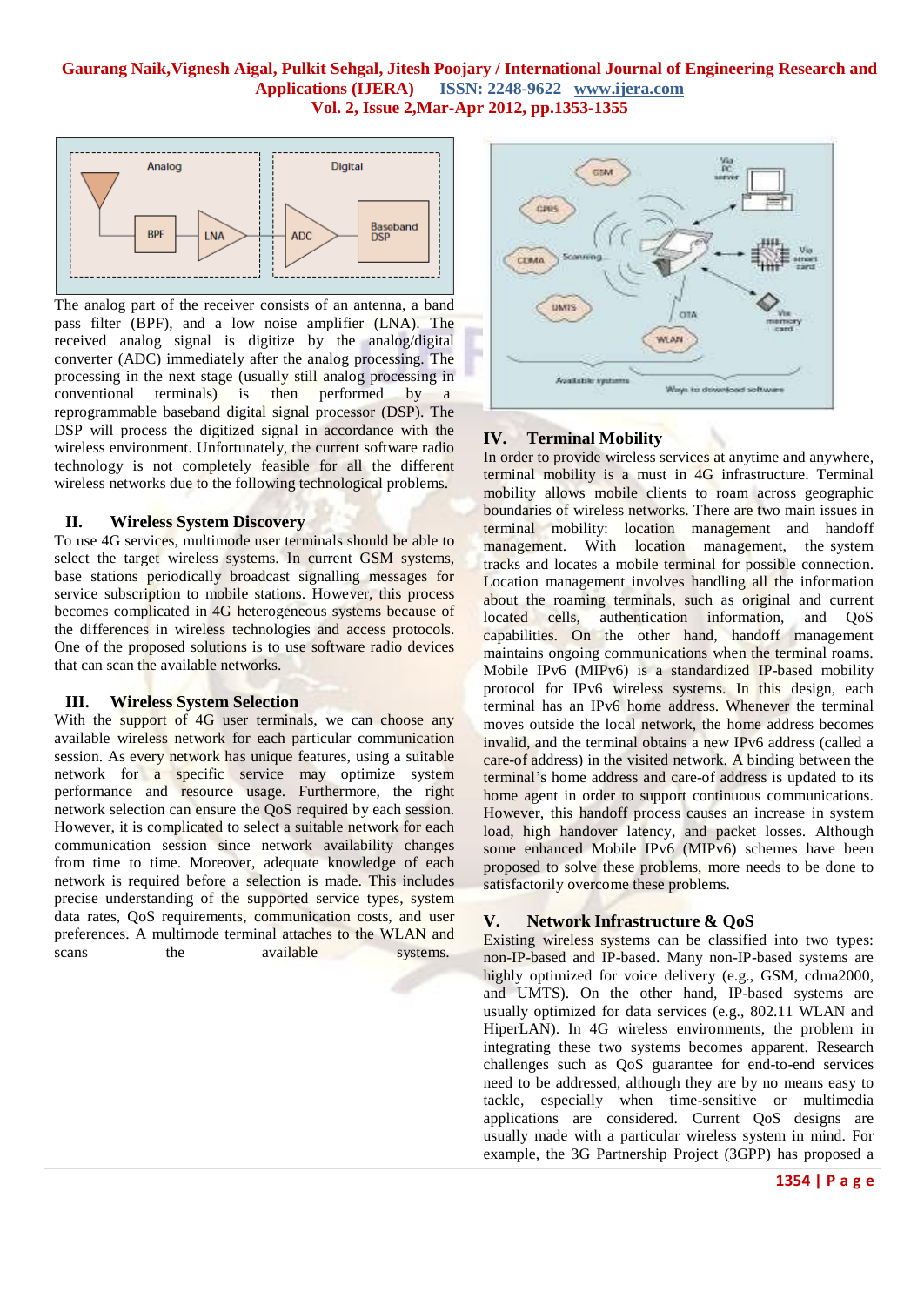The analog part of the receiver consists of an antenna, a band pass filter (BPF), and a low noise amplifier (LNA). The received analog signal is digitize by the analog/digital converter (ADC) immediately after the analog processing. The processing in the next stage (usually still analog processing in conventional terminals) is then performed by a reprogrammable baseband digital signal processor (DSP). The DSP will process the digitized signal in accordance with the wireless environment. Unfortunately, the current software radio technology is not completely feasible for all the different wireless networks due to the following technological problems.

## II. Wireless System Discovery

To use 4G services, multimode user terminals should be able to select the target wireless systems. In current GSM systems, base stations periodically broadcast signalling messages for service subscription to mobile stations. However, this process becomes complicated in 4G heterogeneous systems because of the differences in wireless technologies and access protocols. One of the proposed solutions is to use software radio devices that can scan the available networks.

## III. Wireless System Selection

With the support of 4G user terminals, we can choose any available wireless network for each particular communication session. As every network has unique features, using a suitable network for a specific service may optimize system performance and resource usage. Furthermore, the right network selection can ensure the QoS required by each session. However, it is complicated to select a suitable network for each communication session since network availability changes from time to time. Moreover, adequate knowledge of each network is required before a selection is made. This includes precise understanding of the supported service types, system data rates, QoS requirements, communication costs, and user preferences. A multimode terminal attaches to the WLAN and scans the available systems.

## IV. Terminal Mobility

In order to provide wireless services at anytime and anywhere, terminal mobility is a must in 4G infrastructure. Terminal mobility allows mobile clients to roam across geographic boundaries of wireless networks. There are two main issues in terminal mobility: location management and handoff management. With location management, the system tracks and locates a mobile terminal for possible connection. Location management involves handling all the information about the roaming terminals, such as original and current located cells, authentication information, and QoS capabilities. On the other hand, handoff management maintains ongoing communications when the terminal roams. Mobile IPv6 (MIPv6) is a standardized IP-based mobility protocol for IPv6 wireless systems. In this design, each terminal has an IPv6 home address. Whenever the terminal moves outside the local network, the home address becomes invalid, and the terminal obtains a new IPv6 address (called a care-of address) in the visited network. A binding between the terminal's home address and care-of address is updated to its home agent in order to support continuous communications. However, this handoff process causes an increase in system load, high handover latency, and packet losses. Although some enhanced Mobile IPv6 (MIPv6) schemes have been proposed to solve these problems, more needs to be done to satisfactorily overcome these problems.

## V. Network Infrastructure & QoS

Existing wireless systems can be classified into two types: non-IP-based and IP-based. Many non-IP-based systems are highly optimized for voice delivery (e.g., GSM, cdma2000, and UMTS). On the other hand, IP-based systems are usually optimized for data services (e.g., 802.11 WLAN and HiperLAN). In 4G wireless environments, the problem in integrating these two systems becomes apparent. Research challenges such as QoS guarantee for end-to-end services need to be addressed, although they are by no means easy to tackle, especially when time-sensitive or multimedia applications are considered. Current QoS designs are usually made with a particular wireless system in mind. For example, the 3G Partnership Project (3GPP) has proposed a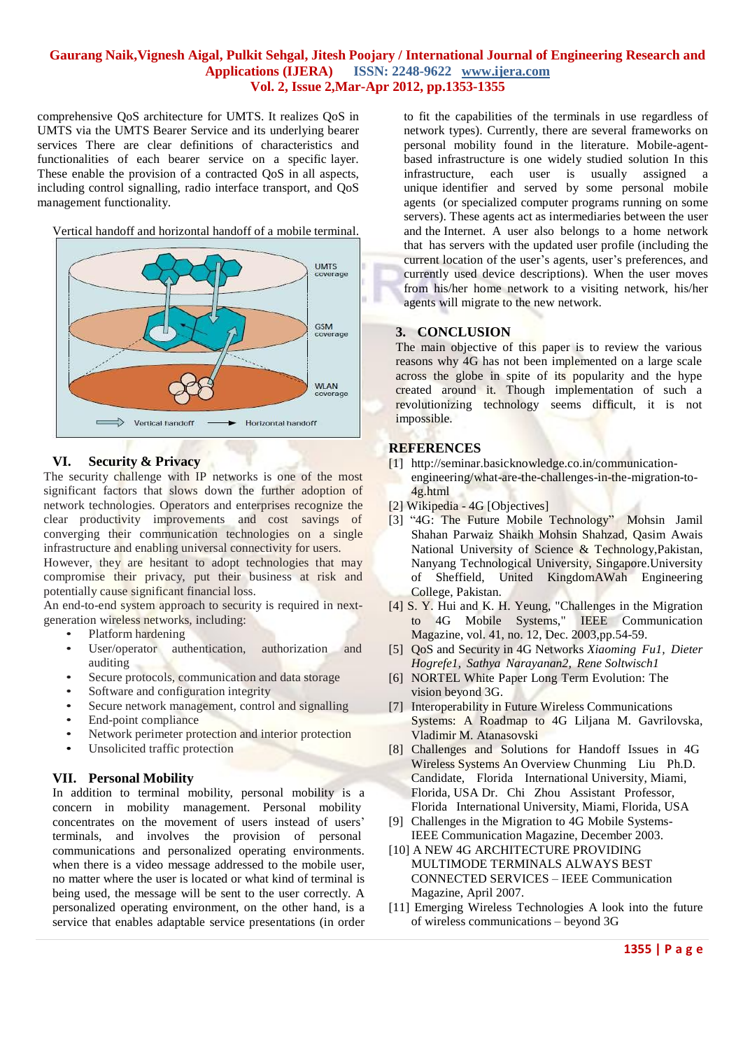comprehensive QoS architecture for UMTS. It realizes QoS in UMTS via the UMTS Bearer Service and its underlying bearer services There are clear definitions of characteristics and functionalities of each bearer service on a specific layer. These enable the provision of a contracted QoS in all aspects, including control signalling, radio interface transport, and QoS management functionality.

Vertical handoff and horizontal handoff of a mobile terminal.

UMTS coverage

GSM coverage

WLAN coverage

Vertical handoff

Horizontal handoff

## VI. Security & Privacy

The security challenge with IP networks is one of the most significant factors that slows down the further adoption of network technologies. Operators and enterprises recognize the clear productivity improvements and cost savings of converging their communication technologies on a single infrastructure and enabling universal connectivity for users.
However, they are hesitant to adopt technologies that may compromise their privacy, put their business at risk and potentially cause significant financial loss.
An end-to-end system approach to security is required in next-generation wireless networks, including:

- Platform hardening
- User/operator authentication, authorization and auditing
- Secure protocols, communication and data storage
- Software and configuration integrity
- Secure network management, control and signalling
- End-point compliance
- Network perimeter protection and interior protection
- Unsolicited traffic protection

## VII. Personal Mobility

In addition to terminal mobility, personal mobility is a concern in mobility management. Personal mobility concentrates on the movement of users instead of users' terminals, and involves the provision of personal communications and personalized operating environments. when there is a video message addressed to the mobile user, no matter where the user is located or what kind of terminal is being used, the message will be sent to the user correctly. A personalized operating environment, on the other hand, is a service that enables adaptable service presentations (in order to fit the capabilities of the terminals in use regardless of network types). Currently, there are several frameworks on personal mobility found in the literature. Mobile-agent-based infrastructure is one widely studied solution In this infrastructure, each user is usually assigned a unique identifier and served by some personal mobile agents (or specialized computer programs running on some servers). These agents act as intermediaries between the user and the Internet. A user also belongs to a home network that has servers with the updated user profile (including the current location of the user's agents, user's preferences, and currently used device descriptions). When the user moves from his/her home network to a visiting network, his/her agents will migrate to the new network.

## 3. CONCLUSION

The main objective of this paper is to review the various reasons why 4G has not been implemented on a large scale across the globe in spite of its popularity and the hype created around it. Though implementation of such a revolutionizing technology seems difficult, it is not impossible.

## REFERENCES

[1] http://seminar.basicknowledge.co.in/communication-engineering/what-are-the-challenges-in-the-migration-to-4g.html

[2] Wikipedia - 4G [Objectives]

[3] "4G: The Future Mobile Technology" Mohsin Jamil Shahan Parwaiz Shaikh Mohsin Shahzad, Qasim Awais National University of Science & Technology,Pakistan, Nanyang Technological University, Singapore.University of Sheffield, United KingdomAWah Engineering College, Pakistan.

[4] S. Y. Hui and K. H. Yeung, "Challenges in the Migration to 4G Mobile Systems," IEEE Communication Magazine, vol. 41, no. 12, Dec. 2003,pp.54-59.

[5] QoS and Security in 4G Networks *Xiaoming Fu1, Dieter Hogrefe1, Sathya Narayanan2, Rene Soltwisch1*

[6] NORTEL White Paper Long Term Evolution: The vision beyond 3G.

[7] Interoperability in Future Wireless Communications Systems: A Roadmap to 4G Liljana M. Gavrilovska, Vladimir M. Atanasovski

[8] Challenges and Solutions for Handoff Issues in 4G Wireless Systems An Overview Chunming Liu Ph.D. Candidate, Florida International University, Miami, Florida, USA Dr. Chi Zhou Assistant Professor, Florida International University, Miami, Florida, USA

[9] Challenges in the Migration to 4G Mobile Systems- IEEE Communication Magazine, December 2003.

[10] A NEW 4G ARCHITECTURE PROVIDING MULTIMODE TERMINALS ALWAYS BEST CONNECTED SERVICES – IEEE Communication Magazine, April 2007.

[11] Emerging Wireless Technologies A look into the future of wireless communications – beyond 3G